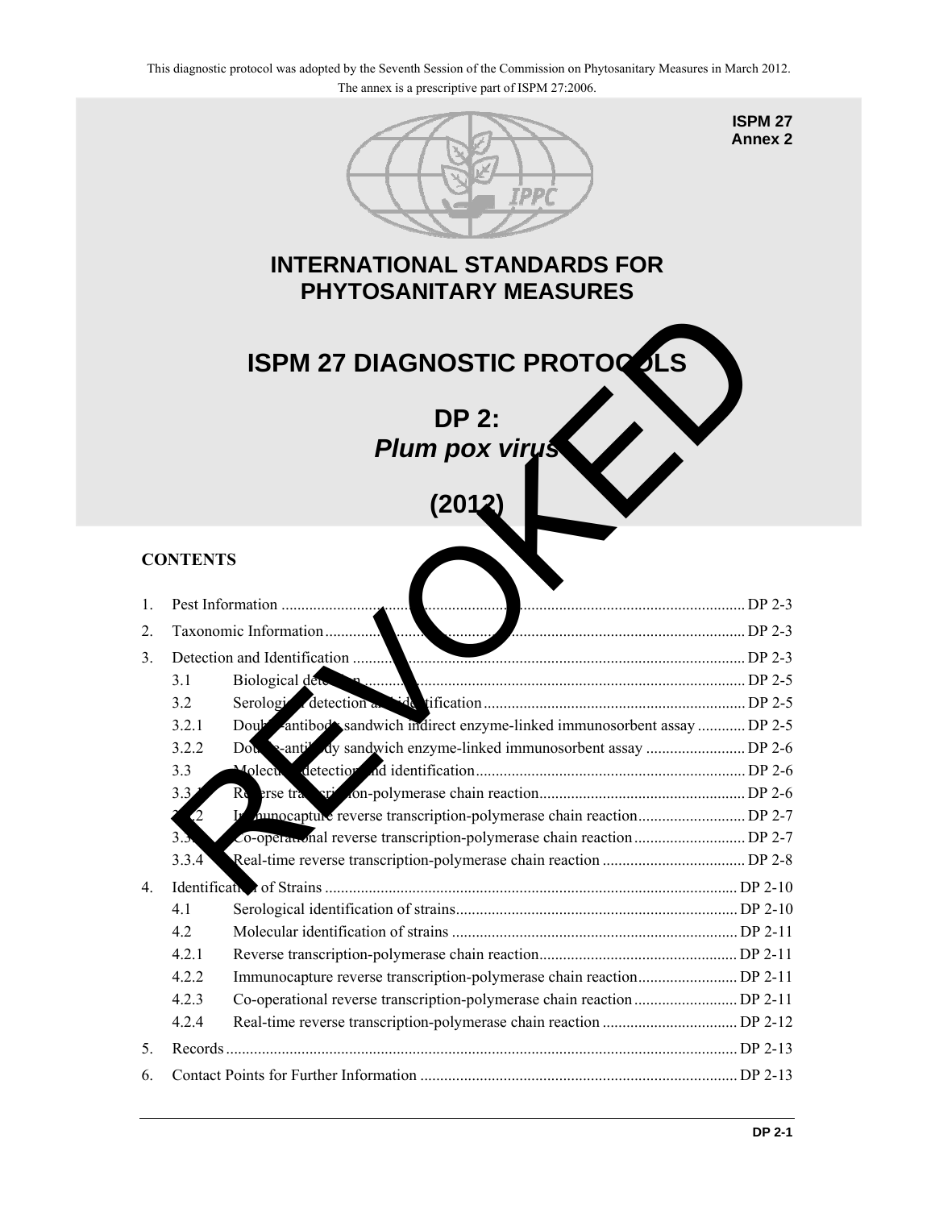This diagnostic protocol was adopted by the Seventh Session of the Commission on Phytosanitary Measures in March 2012.
The annex is a prescriptive part of ISPM 27:2006.

**ISPM 27**
**Annex 2**

# INTERNATIONAL STANDARDS FOR PHYTOSANITARY MEASURES

# ISPM 27 DIAGNOSTIC PROTOCOLS

## DP 2:
## *Plum pox virus*

## (2012)

REVOKED

### CONTENTS

1. Pest Information ........ DP 2-3
2. Taxonomic Information ........ DP 2-3
3. Detection and Identification ........ DP 2-3
   - 3.1 Biological detection ........ DP 2-5
   - 3.2 Serological detection and identification ........ DP 2-5
   - 3.2.1 Double-antibody sandwich indirect enzyme-linked immunosorbent assay ........ DP 2-5
   - 3.2.2 Double-antibody sandwich enzyme-linked immunosorbent assay ........ DP 2-6
   - 3.3 Molecular detection and identification ........ DP 2-6
   - 3.3.1 Reverse transcription-polymerase chain reaction ........ DP 2-6
   - 3.3.2 Immunocapture reverse transcription-polymerase chain reaction ........ DP 2-7
   - 3.3.3 Co-operational reverse transcription-polymerase chain reaction ........ DP 2-7
   - 3.3.4 Real-time reverse transcription-polymerase chain reaction ........ DP 2-8
4. Identification of Strains ........ DP 2-10
   - 4.1 Serological identification of strains ........ DP 2-10
   - 4.2 Molecular identification of strains ........ DP 2-11
   - 4.2.1 Reverse transcription-polymerase chain reaction ........ DP 2-11
   - 4.2.2 Immunocapture reverse transcription-polymerase chain reaction ........ DP 2-11
   - 4.2.3 Co-operational reverse transcription-polymerase chain reaction ........ DP 2-11
   - 4.2.4 Real-time reverse transcription-polymerase chain reaction ........ DP 2-12
5. Records ........ DP 2-13
6. Contact Points for Further Information ........ DP 2-13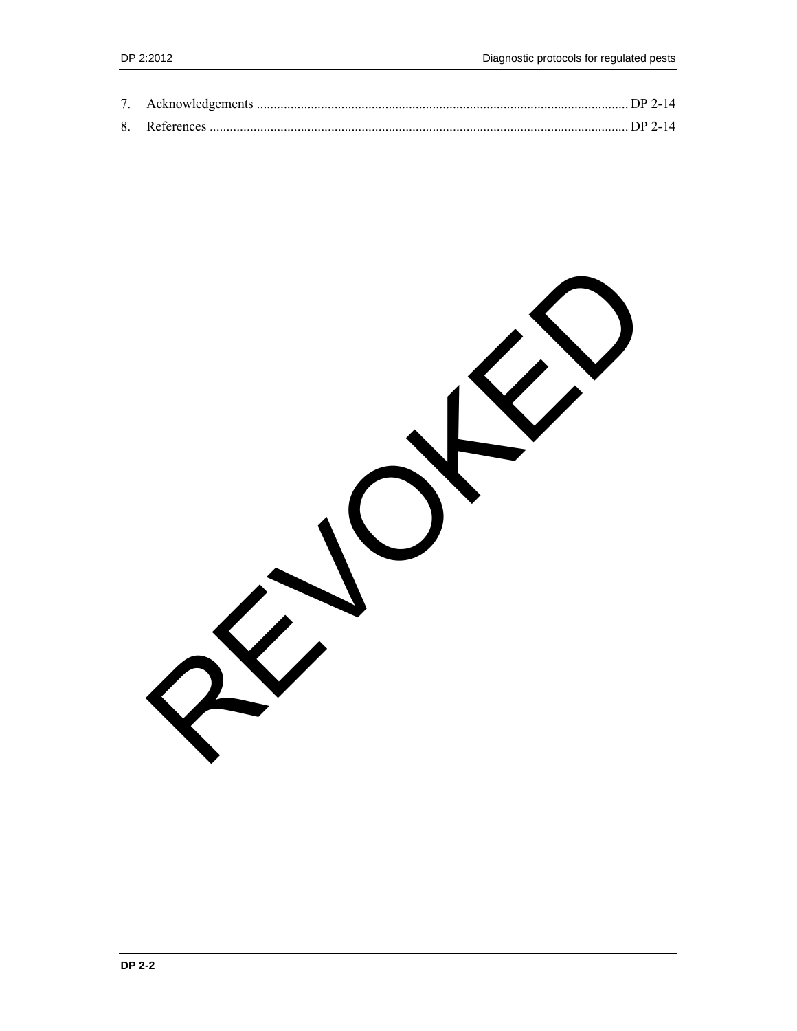7. Acknowledgements ............................................................................................................. DP 2-14

8. References ........................................................................................................................... DP 2-14

REVOKED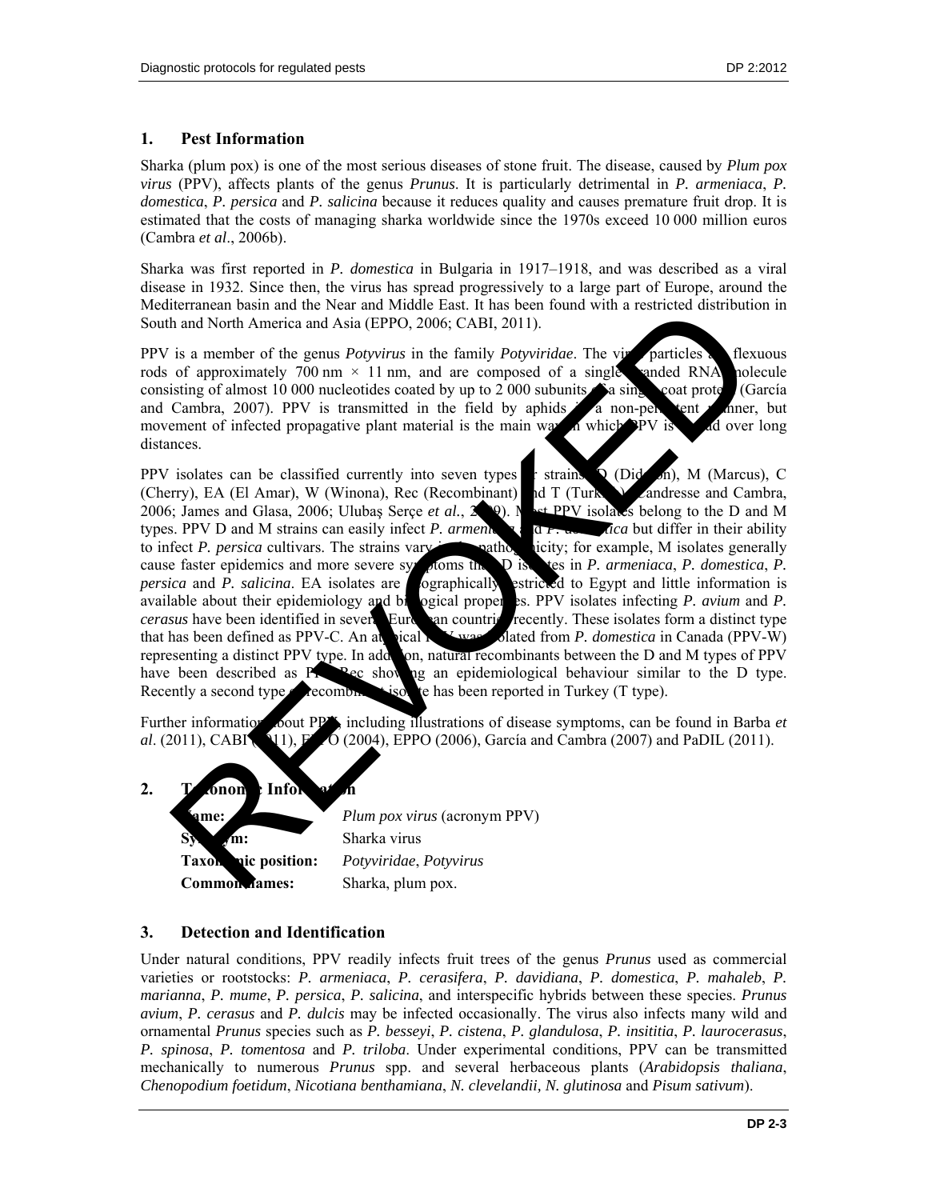## 1. Pest Information

Sharka (plum pox) is one of the most serious diseases of stone fruit. The disease, caused by *Plum pox virus* (PPV), affects plants of the genus *Prunus*. It is particularly detrimental in *P. armeniaca*, *P. domestica*, *P. persica* and *P. salicina* because it reduces quality and causes premature fruit drop. It is estimated that the costs of managing sharka worldwide since the 1970s exceed 10 000 million euros (Cambra *et al*., 2006b).

Sharka was first reported in *P. domestica* in Bulgaria in 1917–1918, and was described as a viral disease in 1932. Since then, the virus has spread progressively to a large part of Europe, around the Mediterranean basin and the Near and Middle East. It has been found with a restricted distribution in South and North America and Asia (EPPO, 2006; CABI, 2011).

PPV is a member of the genus *Potyvirus* in the family *Potyviridae*. The virus particles are flexuous rods of approximately 700 nm × 11 nm, and are composed of a single-stranded RNA molecule consisting of almost 10 000 nucleotides coated by up to 2 000 subunits of a single coat protein (García and Cambra, 2007). PPV is transmitted in the field by aphids in a non-persistent manner, but movement of infected propagative plant material is the main way in which PPV is spread over long distances.

PPV isolates can be classified currently into seven types or strains: D (Dideron), M (Marcus), C (Cherry), EA (El Amar), W (Winona), Rec (Recombinant) and T (Turkey) (Candresse and Cambra, 2006; James and Glasa, 2006; Ulubaş Serçe *et al.*, 2009). Most PPV isolates belong to the D and M types. PPV D and M strains can easily infect *P. armeniaca* and *P. domestica* but differ in their ability to infect *P. persica* cultivars. The strains vary in their pathogenicity; for example, M isolates generally cause faster epidemics and more severe symptoms than D isolates in *P. armeniaca*, *P. domestica*, *P. persica* and *P. salicina*. EA isolates are geographically restricted to Egypt and little information is available about their epidemiology and biological properties. PPV isolates infecting *P. avium* and *P. cerasus* have been identified in several European countries recently. These isolates form a distinct type that has been defined as PPV-C. An atypical PPV was isolated from *P. domestica* in Canada (PPV-W) representing a distinct PPV type. In addition, natural recombinants between the D and M types of PPV have been described as PPV-Rec showing an epidemiological behaviour similar to the D type. Recently a second type of recombinant isolate has been reported in Turkey (T type).

Further information about PPV, including illustrations of disease symptoms, can be found in Barba *et al*. (2011), CABI (2011), EPPO (2004), EPPO (2006), García and Cambra (2007) and PaDIL (2011).

## 2. Taxonomic Information

**Name:** *Plum pox virus* (acronym PPV)

**Synonym:** Sharka virus

**Taxonomic position:** *Potyviridae*, *Potyvirus*

**Common names:** Sharka, plum pox.

## 3. Detection and Identification

Under natural conditions, PPV readily infects fruit trees of the genus *Prunus* used as commercial varieties or rootstocks: *P. armeniaca*, *P. cerasifera*, *P. davidiana*, *P. domestica*, *P. mahaleb*, *P. marianna*, *P. mume*, *P. persica*, *P. salicina*, and interspecific hybrids between these species. *Prunus avium*, *P. cerasus* and *P. dulcis* may be infected occasionally. The virus also infects many wild and ornamental *Prunus* species such as *P. besseyi*, *P. cistena*, *P. glandulosa*, *P. insititia*, *P. laurocerasus*, *P. spinosa*, *P. tomentosa* and *P. triloba*. Under experimental conditions, PPV can be transmitted mechanically to numerous *Prunus* spp. and several herbaceous plants (*Arabidopsis thaliana*, *Chenopodium foetidum*, *Nicotiana benthamiana*, *N. clevelandii, N. glutinosa* and *Pisum sativum*).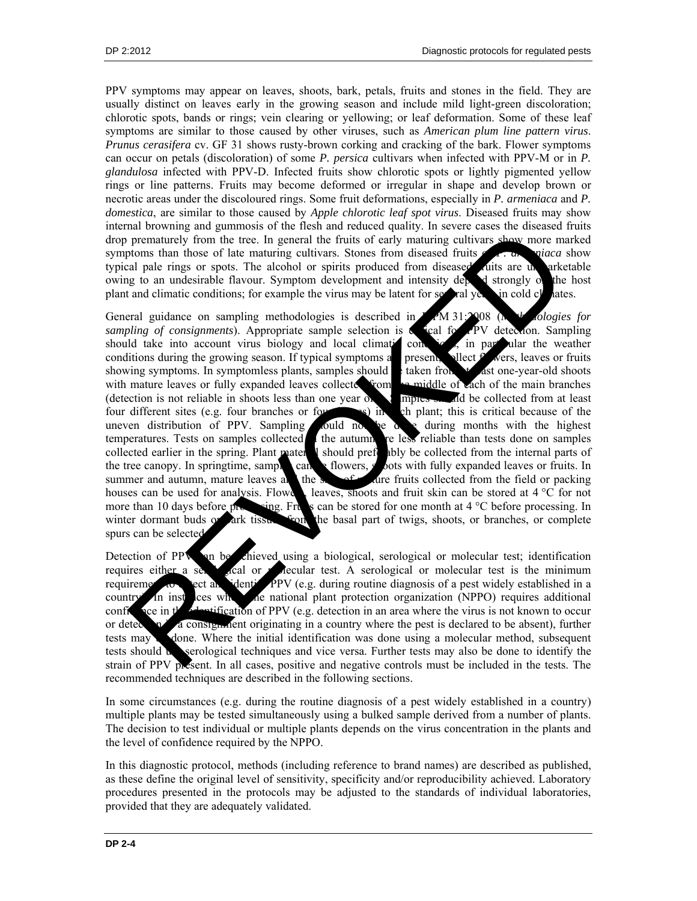PPV symptoms may appear on leaves, shoots, bark, petals, fruits and stones in the field. They are usually distinct on leaves early in the growing season and include mild light-green discoloration; chlorotic spots, bands or rings; vein clearing or yellowing; or leaf deformation. Some of these leaf symptoms are similar to those caused by other viruses, such as *American plum line pattern virus*. *Prunus cerasifera* cv. GF 31 shows rusty-brown corking and cracking of the bark. Flower symptoms can occur on petals (discoloration) of some *P. persica* cultivars when infected with PPV-M or in *P. glandulosa* infected with PPV-D. Infected fruits show chlorotic spots or lightly pigmented yellow rings or line patterns. Fruits may become deformed or irregular in shape and develop brown or necrotic areas under the discoloured rings. Some fruit deformations, especially in *P. armeniaca* and *P. domestica*, are similar to those caused by *Apple chlorotic leaf spot virus*. Diseased fruits may show internal browning and gummosis of the flesh and reduced quality. In severe cases the diseased fruits drop prematurely from the tree. In general the fruits of early maturing cultivars show more marked symptoms than those of late maturing cultivars. Stones from diseased fruits of *P. armeniaca* show typical pale rings or spots. The alcohol or spirits produced from diseased fruits are unmarketable owing to an undesirable flavour. Symptom development and intensity depend strongly on the host plant and climatic conditions; for example the virus may be latent for several years in cold climates.

General guidance on sampling methodologies is described in ISPM 31:2008 (*Methodologies for sampling of consignments*). Appropriate sample selection is critical for PPV detection. Sampling should take into account virus biology and local climatic conditions, in particular the weather conditions during the growing season. If typical symptoms are present, collect flowers, leaves or fruits showing symptoms. In symptomless plants, samples should be taken from at least one-year-old shoots with mature leaves or fully expanded leaves collected from the middle of each of the main branches (detection is not reliable in shoots less than one year old). Samples should be collected from at least four different sites (e.g. four branches or four leaves) in each plant; this is critical because of the uneven distribution of PPV. Sampling should not be done during months with the highest temperatures. Tests on samples collected in the autumn are less reliable than tests done on samples collected earlier in the spring. Plant material should preferably be collected from the internal parts of the tree canopy. In springtime, samples can be flowers, shoots with fully expanded leaves or fruits. In summer and autumn, mature leaves and the skin of mature fruits collected from the field or packing houses can be used for analysis. Flowers, leaves, shoots and fruit skin can be stored at 4 °C for not more than 10 days before processing. Fruits can be stored for one month at 4 °C before processing. In winter dormant buds or bark tissue from the basal part of twigs, shoots, or branches, or complete spurs can be selected.

Detection of PPV can be achieved using a biological, serological or molecular test; identification requires either a serological or molecular test. A serological or molecular test is the minimum requirement to detect and identify PPV (e.g. during routine diagnosis of a pest widely established in a country). In instances where the national plant protection organization (NPPO) requires additional confidence in the identification of PPV (e.g. detection in an area where the virus is not known to occur or detection in a consignment originating in a country where the pest is declared to be absent), further tests may be done. Where the initial identification was done using a molecular method, subsequent tests should use serological techniques and vice versa. Further tests may also be done to identify the strain of PPV present. In all cases, positive and negative controls must be included in the tests. The recommended techniques are described in the following sections.

In some circumstances (e.g. during the routine diagnosis of a pest widely established in a country) multiple plants may be tested simultaneously using a bulked sample derived from a number of plants. The decision to test individual or multiple plants depends on the virus concentration in the plants and the level of confidence required by the NPPO.

In this diagnostic protocol, methods (including reference to brand names) are described as published, as these define the original level of sensitivity, specificity and/or reproducibility achieved. Laboratory procedures presented in the protocols may be adjusted to the standards of individual laboratories, provided that they are adequately validated.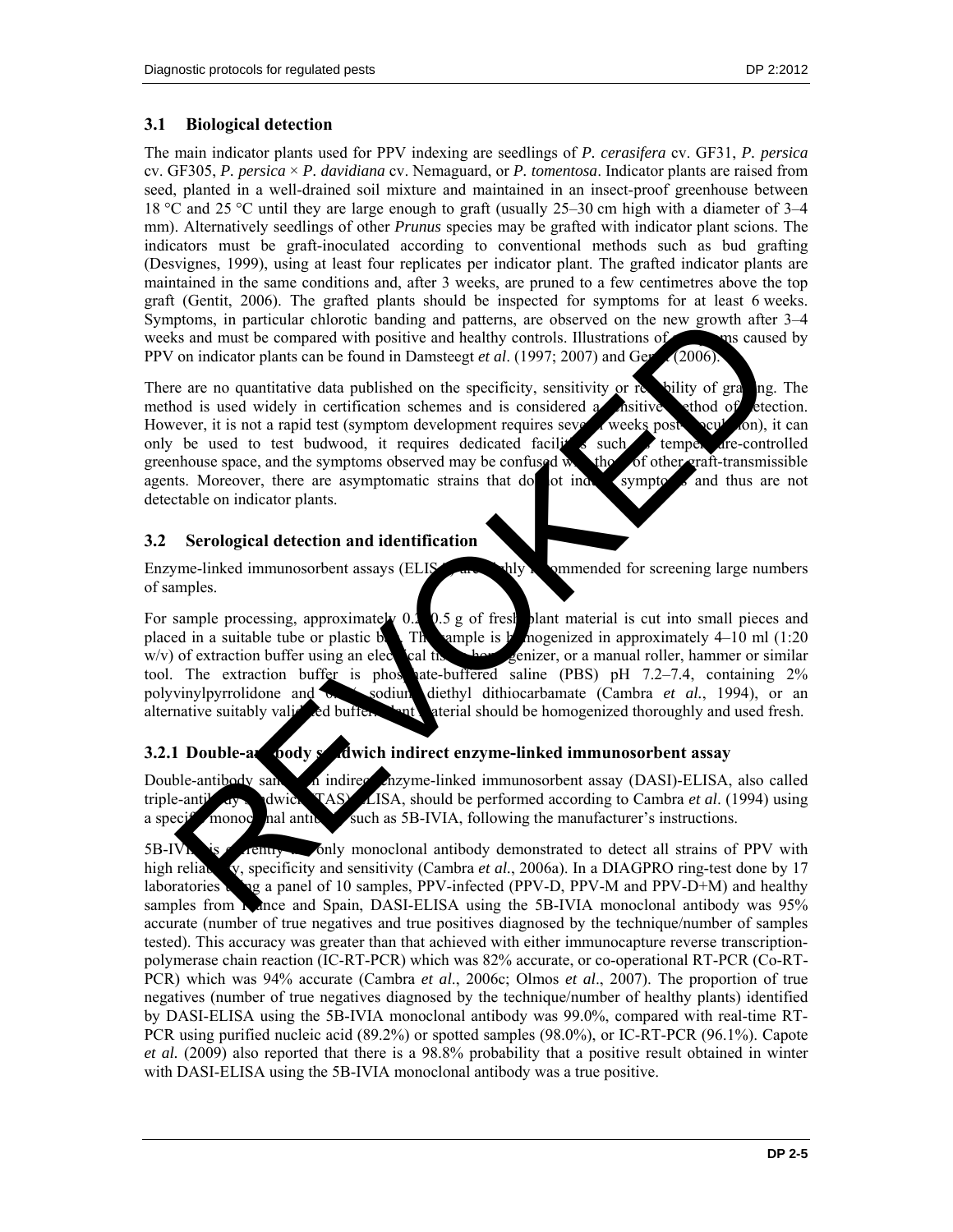## 3.1 Biological detection

The main indicator plants used for PPV indexing are seedlings of *P. cerasifera* cv. GF31, *P. persica* cv. GF305, *P. persica* × *P. davidiana* cv. Nemaguard, or *P. tomentosa*. Indicator plants are raised from seed, planted in a well-drained soil mixture and maintained in an insect-proof greenhouse between 18 °C and 25 °C until they are large enough to graft (usually 25–30 cm high with a diameter of 3–4 mm). Alternatively seedlings of other *Prunus* species may be grafted with indicator plant scions. The indicators must be graft-inoculated according to conventional methods such as bud grafting (Desvignes, 1999), using at least four replicates per indicator plant. The grafted indicator plants are maintained in the same conditions and, after 3 weeks, are pruned to a few centimetres above the top graft (Gentit, 2006). The grafted plants should be inspected for symptoms for at least 6 weeks. Symptoms, in particular chlorotic banding and patterns, are observed on the new growth after 3–4 weeks and must be compared with positive and healthy controls. Illustrations of symptoms caused by PPV on indicator plants can be found in Damsteegt *et al*. (1997; 2007) and Gentit (2006).

There are no quantitative data published on the specificity, sensitivity or reliability of grafting. The method is used widely in certification schemes and is considered a sensitive method of detection. However, it is not a rapid test (symptom development requires several weeks post-inoculation), it can only be used to test budwood, it requires dedicated facilities such as temperature-controlled greenhouse space, and the symptoms observed may be confused with those of other graft-transmissible agents. Moreover, there are asymptomatic strains that do not induce symptoms and thus are not detectable on indicator plants.

## 3.2 Serological detection and identification

Enzyme-linked immunosorbent assays (ELISAs) are highly recommended for screening large numbers of samples.

For sample processing, approximately 0.2–0.5 g of fresh plant material is cut into small pieces and placed in a suitable tube or plastic bag. The sample is homogenized in approximately 4–10 ml (1:20 w/v) of extraction buffer using an electrical tissue homogenizer, or a manual roller, hammer or similar tool. The extraction buffer is phosphate-buffered saline (PBS) pH 7.2–7.4, containing 2% polyvinylpyrrolidone and 0.2% sodium diethyl dithiocarbamate (Cambra *et al.*, 1994), or an alternative suitably validated buffer. Plant material should be homogenized thoroughly and used fresh.

### 3.2.1 Double-antibody sandwich indirect enzyme-linked immunosorbent assay

Double-antibody sandwich indirect enzyme-linked immunosorbent assay (DASI)-ELISA, also called triple-antibody sandwich (TAS)-ELISA, should be performed according to Cambra *et al*. (1994) using a specific monoclonal antibody such as 5B-IVIA, following the manufacturer's instructions.

5B-IVIA is currently the only monoclonal antibody demonstrated to detect all strains of PPV with high reliability, specificity and sensitivity (Cambra *et al.*, 2006a). In a DIAGPRO ring-test done by 17 laboratories using a panel of 10 samples, PPV-infected (PPV-D, PPV-M and PPV-D+M) and healthy samples from France and Spain, DASI-ELISA using the 5B-IVIA monoclonal antibody was 95% accurate (number of true negatives and true positives diagnosed by the technique/number of samples tested). This accuracy was greater than that achieved with either immunocapture reverse transcription-polymerase chain reaction (IC-RT-PCR) which was 82% accurate, or co-operational RT-PCR (Co-RT-PCR) which was 94% accurate (Cambra *et al.*, 2006c; Olmos *et al*., 2007). The proportion of true negatives (number of true negatives diagnosed by the technique/number of healthy plants) identified by DASI-ELISA using the 5B-IVIA monoclonal antibody was 99.0%, compared with real-time RT-PCR using purified nucleic acid (89.2%) or spotted samples (98.0%), or IC-RT-PCR (96.1%). Capote *et al.* (2009) also reported that there is a 98.8% probability that a positive result obtained in winter with DASI-ELISA using the 5B-IVIA monoclonal antibody was a true positive.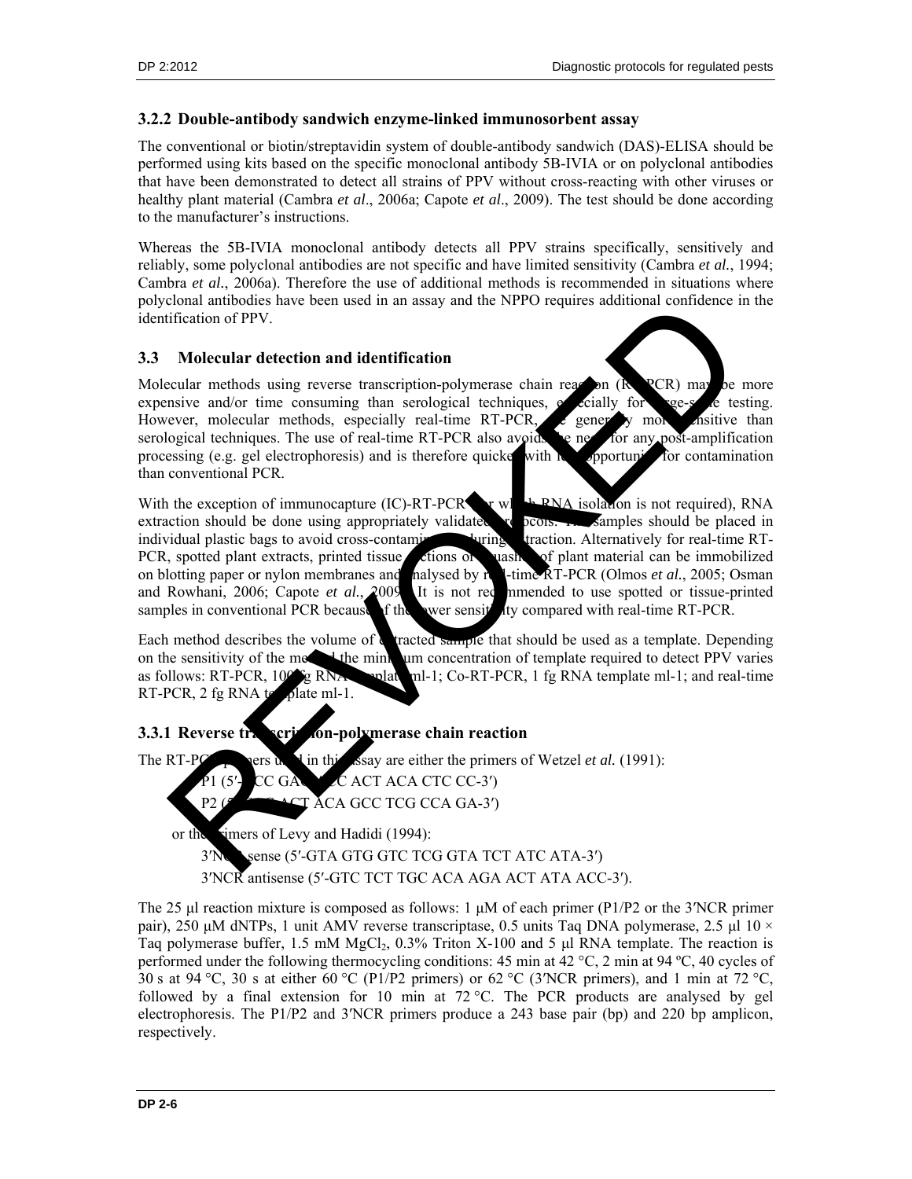### 3.2.2 Double-antibody sandwich enzyme-linked immunosorbent assay

The conventional or biotin/streptavidin system of double-antibody sandwich (DAS)-ELISA should be performed using kits based on the specific monoclonal antibody 5B-IVIA or on polyclonal antibodies that have been demonstrated to detect all strains of PPV without cross-reacting with other viruses or healthy plant material (Cambra *et al*., 2006a; Capote *et al*., 2009). The test should be done according to the manufacturer's instructions.

Whereas the 5B-IVIA monoclonal antibody detects all PPV strains specifically, sensitively and reliably, some polyclonal antibodies are not specific and have limited sensitivity (Cambra *et al.*, 1994; Cambra *et al*., 2006a). Therefore the use of additional methods is recommended in situations where polyclonal antibodies have been used in an assay and the NPPO requires additional confidence in the identification of PPV.

## 3.3 Molecular detection and identification

Molecular methods using reverse transcription-polymerase chain reaction (RT-PCR) may be more expensive and/or time consuming than serological techniques, especially for large-scale testing. However, molecular methods, especially real-time RT-PCR, are generally more sensitive than serological techniques. The use of real-time RT-PCR also avoids the need for any post-amplification processing (e.g. gel electrophoresis) and is therefore quicker with less opportunity for contamination than conventional PCR.

With the exception of immunocapture (IC)-RT-PCR (for which RNA isolation is not required), RNA extraction should be done using appropriately validated protocols. The samples should be placed in individual plastic bags to avoid cross-contamination during extraction. Alternatively for real-time RT-PCR, spotted plant extracts, printed tissue sections or squashes of plant material can be immobilized on blotting paper or nylon membranes and analysed by real-time RT-PCR (Olmos *et al*., 2005; Osman and Rowhani, 2006; Capote *et al*., 2009). It is not recommended to use spotted or tissue-printed samples in conventional PCR because of the lower sensitivity compared with real-time RT-PCR.

Each method describes the volume of extracted sample that should be used as a template. Depending on the sensitivity of the method the minimum concentration of template required to detect PPV varies as follows: RT-PCR, 100 fg RNA template ml-1; Co-RT-PCR, 1 fg RNA template ml-1; and real-time RT-PCR, 2 fg RNA template ml-1.

### 3.3.1 Reverse transcription-polymerase chain reaction

The RT-PCR primers used in this assay are either the primers of Wetzel *et al.* (1991):

P1 (5′-ACC GAG ACC ACT ACA CTC CC-3′)
P2 (5′-CAG ACT ACA GCC TCG CCA GA-3′)

or the primers of Levy and Hadidi (1994):

3′NCR sense (5′-GTA GTG GTC TCG GTA TCT ATC ATA-3′)
3′NCR antisense (5′-GTC TCT TGC ACA AGA ACT ATA ACC-3′).

The 25 μl reaction mixture is composed as follows: 1 μM of each primer (P1/P2 or the 3′NCR primer pair), 250 μM dNTPs, 1 unit AMV reverse transcriptase, 0.5 units Taq DNA polymerase, 2.5 μl 10 × Taq polymerase buffer, 1.5 mM $MgCl_2$, 0.3% Triton X-100 and 5 μl RNA template. The reaction is performed under the following thermocycling conditions: 45 min at 42 °C, 2 min at 94 ºC, 40 cycles of 30 s at 94 °C, 30 s at either 60 °C (P1/P2 primers) or 62 °C (3′NCR primers), and 1 min at 72 °C, followed by a final extension for 10 min at 72 °C. The PCR products are analysed by gel electrophoresis. The P1/P2 and 3′NCR primers produce a 243 base pair (bp) and 220 bp amplicon, respectively.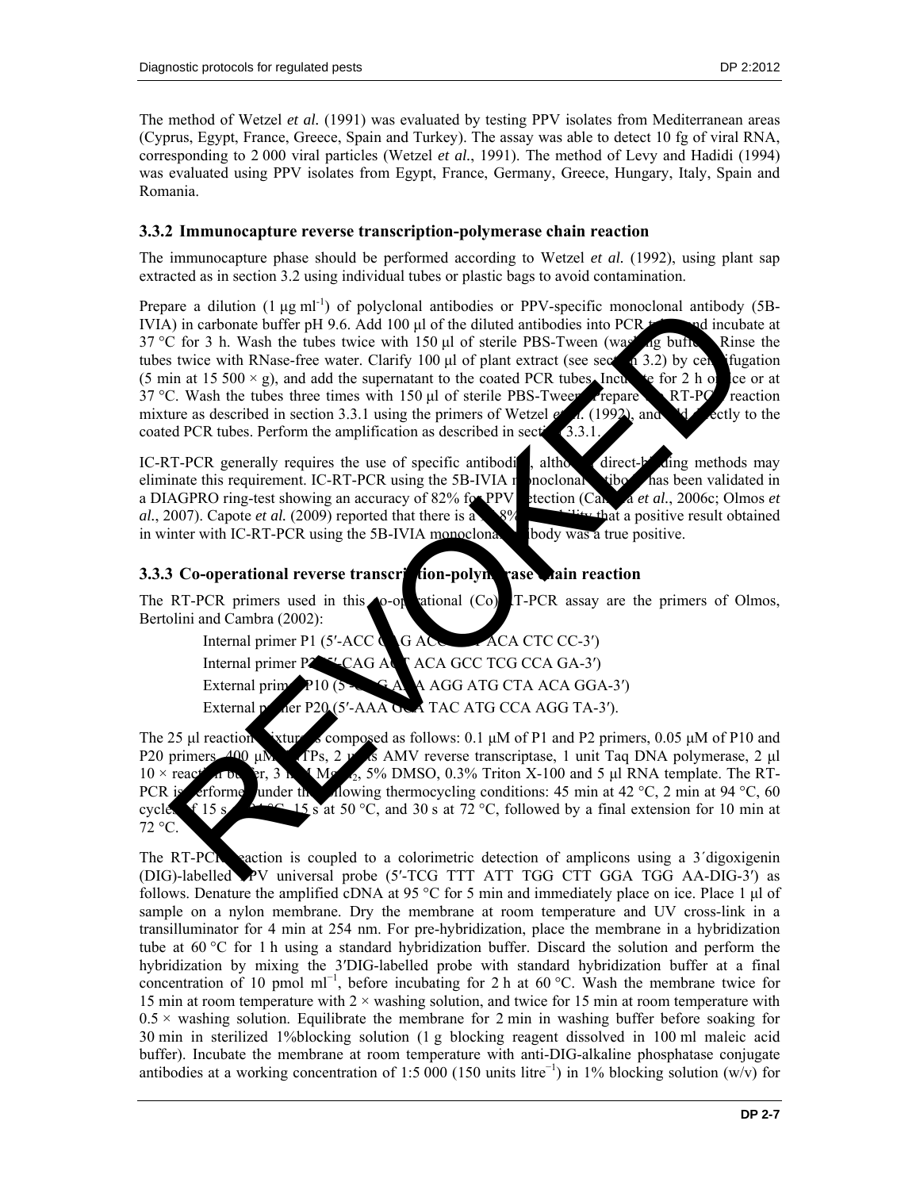The method of Wetzel *et al.* (1991) was evaluated by testing PPV isolates from Mediterranean areas (Cyprus, Egypt, France, Greece, Spain and Turkey). The assay was able to detect 10 fg of viral RNA, corresponding to 2 000 viral particles (Wetzel *et al.*, 1991). The method of Levy and Hadidi (1994) was evaluated using PPV isolates from Egypt, France, Germany, Greece, Hungary, Italy, Spain and Romania.

### 3.3.2 Immunocapture reverse transcription-polymerase chain reaction

The immunocapture phase should be performed according to Wetzel *et al.* (1992), using plant sap extracted as in section 3.2 using individual tubes or plastic bags to avoid contamination.

Prepare a dilution (1 μg $ml^{-1}$) of polyclonal antibodies or PPV-specific monoclonal antibody (5B-IVIA) in carbonate buffer pH 9.6. Add 100 μl of the diluted antibodies into PCR tubes and incubate at 37 °C for 3 h. Wash the tubes twice with 150 μl of sterile PBS-Tween (washing buffer). Rinse the tubes twice with RNase-free water. Clarify 100 μl of plant extract (see section 3.2) by centrifugation (5 min at 15 500 × g), and add the supernatant to the coated PCR tubes. Incubate for 2 h on ice or at 37 °C. Wash the tubes three times with 150 μl of sterile PBS-Tween. Prepare the RT-PCR reaction mixture as described in section 3.3.1 using the primers of Wetzel *et al.* (1992), and add directly to the coated PCR tubes. Perform the amplification as described in section 3.3.1.

IC-RT-PCR generally requires the use of specific antibodies, although direct-binding methods may eliminate this requirement. IC-RT-PCR using the 5B-IVIA monoclonal antibody has been validated in a DIAGPRO ring-test showing an accuracy of 82% for PPV detection (Cambra *et al.*, 2006c; Olmos *et al.*, 2007). Capote *et al.* (2009) reported that there is a 98% probability that a positive result obtained in winter with IC-RT-PCR using the 5B-IVIA monoclonal antibody was a true positive.

### 3.3.3 Co-operational reverse transcription-polymerase chain reaction

The RT-PCR primers used in this co-operational (Co)-RT-PCR assay are the primers of Olmos, Bertolini and Cambra (2002):

Internal primer P1 (5′-ACC GAG ACC ACT ACA CTC CC-3′)
Internal primer P2 (5′-CAG ACT ACA GCC TCG CCA GA-3′)
External primer P10 (5′-GAG AAA AGG ATG CTA ACA GGA-3′)
External primer P20 (5′-AAA GCA TAC ATG CCA AGG TA-3′).

The 25 μl reaction mixture is composed as follows: 0.1 μM of P1 and P2 primers, 0.05 μM of P10 and P20 primers, 400 μM dNTPs, 2 units AMV reverse transcriptase, 1 unit Taq DNA polymerase, 2 μl 10 × reaction buffer, 3 mM $MgCl_2$, 5% DMSO, 0.3% Triton X-100 and 5 μl RNA template. The RT-PCR is performed under the following thermocycling conditions: 45 min at 42 °C, 2 min at 94 °C, 60 cycles of 15 s at 94 °C, 15 s at 50 °C, and 30 s at 72 °C, followed by a final extension for 10 min at 72 °C.

The RT-PCR reaction is coupled to a colorimetric detection of amplicons using a 3′digoxigenin (DIG)-labelled PPV universal probe (5′-TCG TTT ATT TGG CTT GGA TGG AA-DIG-3′) as follows. Denature the amplified cDNA at 95 °C for 5 min and immediately place on ice. Place 1 μl of sample on a nylon membrane. Dry the membrane at room temperature and UV cross-link in a transilluminator for 4 min at 254 nm. For pre-hybridization, place the membrane in a hybridization tube at 60 °C for 1 h using a standard hybridization buffer. Discard the solution and perform the hybridization by mixing the 3′DIG-labelled probe with standard hybridization buffer at a final concentration of 10 pmol $ml^{-1}$, before incubating for 2 h at 60 °C. Wash the membrane twice for 15 min at room temperature with 2 × washing solution, and twice for 15 min at room temperature with 0.5 × washing solution. Equilibrate the membrane for 2 min in washing buffer before soaking for 30 min in sterilized 1%blocking solution (1 g blocking reagent dissolved in 100 ml maleic acid buffer). Incubate the membrane at room temperature with anti-DIG-alkaline phosphatase conjugate antibodies at a working concentration of 1:5 000 (150 units $litre^{-1}$) in 1% blocking solution (w/v) for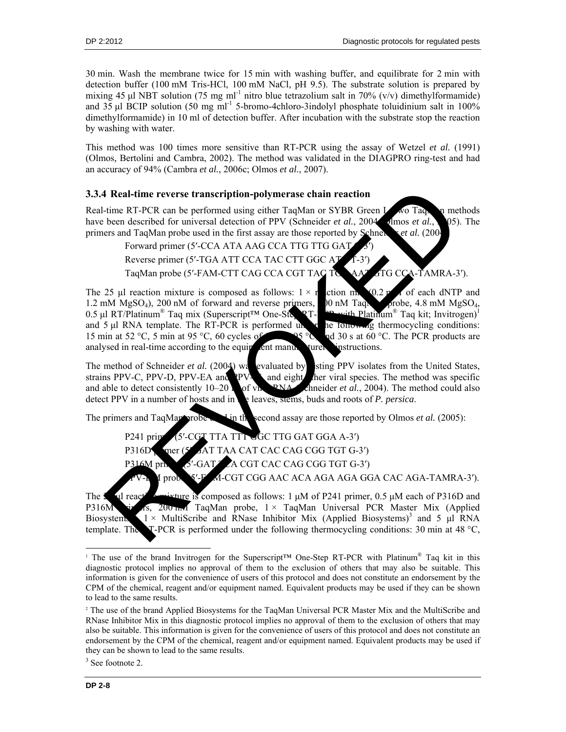30 min. Wash the membrane twice for 15 min with washing buffer, and equilibrate for 2 min with detection buffer (100 mM Tris-HCl, 100 mM NaCl, pH 9.5). The substrate solution is prepared by mixing 45 µl NBT solution (75 mg ml$^{-1}$ nitro blue tetrazolium salt in 70% (v/v) dimethylformamide) and 35 µl BCIP solution (50 mg ml$^{-1}$ 5-bromo-4chloro-3indolyl phosphate toluidinium salt in 100% dimethylformamide) in 10 ml of detection buffer. After incubation with the substrate stop the reaction by washing with water.

This method was 100 times more sensitive than RT-PCR using the assay of Wetzel *et al.* (1991) (Olmos, Bertolini and Cambra, 2002). The method was validated in the DIAGPRO ring-test and had an accuracy of 94% (Cambra *et al.*, 2006c; Olmos *et al.*, 2007).

### 3.3.4 Real-time reverse transcription-polymerase chain reaction

Real-time RT-PCR can be performed using either TaqMan or SYBR Green I. Two TaqMan methods have been described for universal detection of PPV (Schneider *et al.*, 2004; Olmos *et al.*, 2005). The primers and TaqMan probe used in the first assay are those reported by Schneider *et al.* (2004):

Forward primer (5′-CCA ATA AAG CCA TTG TTG GAT C-3′)

Reverse primer (5′-TGA ATT CCA TAC CTT GGC ATG T-3′)

TaqMan probe (5′-FAM-CTT CAG CCA CGT TAC TGA AAT GTG CCA-TAMRA-3′).

The 25 µl reaction mixture is composed as follows: 1 × reaction mix (0.2 mM of each dNTP and 1.2 mM $MgSO_4$), 200 nM of forward and reverse primers, 100 nM TaqMan probe, 4.8 mM $MgSO_4$, 0.5 µl RT/Platinum® Taq mix (Superscript™ One-Step RT-PCR with Platinum® Taq kit; Invitrogen)[1] and 5 µl RNA template. The RT-PCR is performed under the following thermocycling conditions: 15 min at 52 °C, 5 min at 95 °C, 60 cycles of 15 s at 95 °C and 30 s at 60 °C. The PCR products are analysed in real-time according to the equipment manufacturer's instructions.

The method of Schneider *et al.* (2004) was evaluated by testing PPV isolates from the United States, strains PPV-C, PPV-D, PPV-EA and PPV-M, and eight other viral species. The method was specific and able to detect consistently 10–20 fg of viral RNA (Schneider *et al.*, 2004). The method could also detect PPV in a number of hosts and in the leaves, stems, buds and roots of *P. persica*.

The primers and TaqMan probe used in the second assay are those reported by Olmos *et al.* (2005):

P241 primer (5′-CGT TTA TTT GGC TTG GAT GGA A-3′)

P316D primer (5′-GAT TAA CAT CAC CAG CGG TGT G-3′)

P316M primer (5′-GAT TCA CGT CAC CAG CGG TGT G-3′)

PPV-DM probe (5′-FAM-CGT CGG AAC ACA AGA AGA GGA CAC AGA-TAMRA-3′).

The 25 µl reaction mixture is composed as follows: 1 µM of P241 primer, 0.5 µM each of P316D and P316M primers, 200 nM TaqMan probe, 1 × TaqMan Universal PCR Master Mix (Applied Biosystems)[2], 1 × MultiScribe and RNase Inhibitor Mix (Applied Biosystems)[3] and 5 µl RNA template. The RT-PCR is performed under the following thermocycling conditions: 30 min at 48 °C,

---

[1] The use of the brand Invitrogen for the Superscript™ One-Step RT-PCR with Platinum® Taq kit in this diagnostic protocol implies no approval of them to the exclusion of others that may also be suitable. This information is given for the convenience of users of this protocol and does not constitute an endorsement by the CPM of the chemical, reagent and/or equipment named. Equivalent products may be used if they can be shown to lead to the same results.

[2] The use of the brand Applied Biosystems for the TaqMan Universal PCR Master Mix and the MultiScribe and RNase Inhibitor Mix in this diagnostic protocol implies no approval of them to the exclusion of others that may also be suitable. This information is given for the convenience of users of this protocol and does not constitute an endorsement by the CPM of the chemical, reagent and/or equipment named. Equivalent products may be used if they can be shown to lead to the same results.

[3] See footnote 2.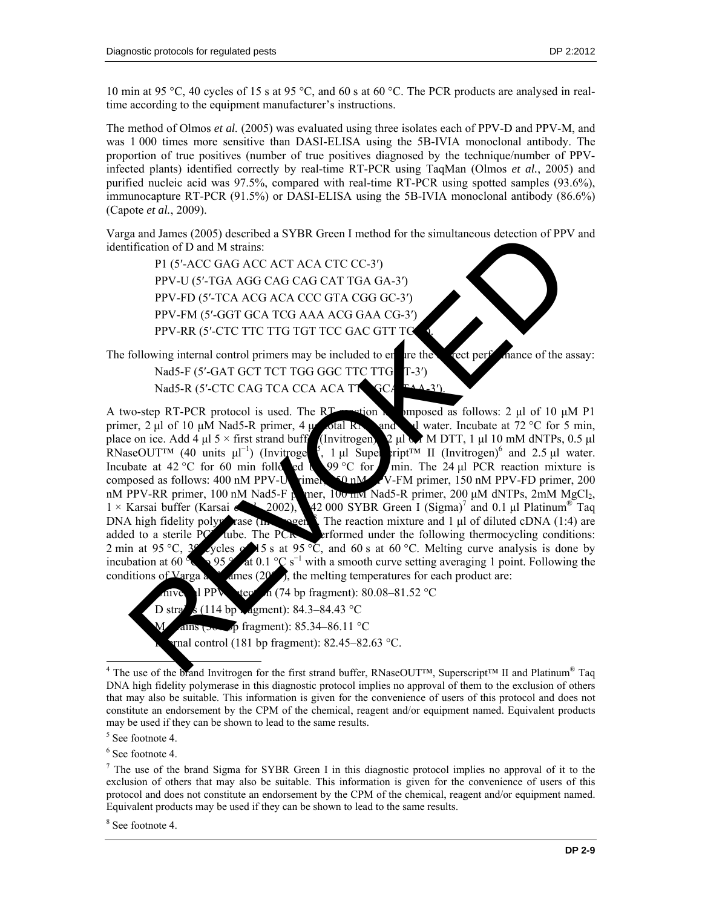10 min at 95 °C, 40 cycles of 15 s at 95 °C, and 60 s at 60 °C. The PCR products are analysed in real-time according to the equipment manufacturer's instructions.

The method of Olmos *et al.* (2005) was evaluated using three isolates each of PPV-D and PPV-M, and was 1 000 times more sensitive than DASI-ELISA using the 5B-IVIA monoclonal antibody. The proportion of true positives (number of true positives diagnosed by the technique/number of PPV-infected plants) identified correctly by real-time RT-PCR using TaqMan (Olmos *et al.*, 2005) and purified nucleic acid was 97.5%, compared with real-time RT-PCR using spotted samples (93.6%), immunocapture RT-PCR (91.5%) or DASI-ELISA using the 5B-IVIA monoclonal antibody (86.6%) (Capote *et al.*, 2009).

Varga and James (2005) described a SYBR Green I method for the simultaneous detection of PPV and identification of D and M strains:

P1 (5′-ACC GAG ACC ACT ACA CTC CC-3′)
PPV-U (5′-TGA AGG CAG CAG CAT TGA GA-3′)
PPV-FD (5′-TCA ACG ACA CCC GTA CGG GC-3′)
PPV-FM (5′-GGT GCA TCG AAA ACG GAA CG-3′)
PPV-RR (5′-CTC TTC TTG TGT TCC GAC GTT TC-3′).

The following internal control primers may be included to ensure the correct performance of the assay:

Nad5-F (5′-GAT GCT TCT TGG GGC TTC TTG TT-3′)
Nad5-R (5′-CTC CAG TCA CCA ACA TTG GCA TAA-3′).

A two-step RT-PCR protocol is used. The RT reaction is composed as follows: 2 µl of 10 µM P1 primer, 2 µl of 10 µM Nad5-R primer, 4 µl total RNA and 2 µl water. Incubate at 72 °C for 5 min, place on ice. Add 4 µl 5 × first strand buffer (Invitrogen)[4], 2 µl 0.1 M DTT, 1 µl 10 mM dNTPs, 0.5 µl RNaseOUT™ (40 units $\mu l^{-1}$) (Invitrogen)[5], 1 µl Superscript™ II (Invitrogen)[6] and 2.5 µl water. Incubate at 42 °C for 60 min followed by 99 °C for 5 min. The 24 µl PCR reaction mixture is composed as follows: 400 nM PPV-U primer, 150 nM PPV-FM primer, 150 nM PPV-FD primer, 200 nM PPV-RR primer, 100 nM Nad5-F primer, 100 nM Nad5-R primer, 200 µM dNTPs, 2mM $MgCl_2$, 1 × Karsai buffer (Karsai *et al.*, 2002), 1/42 000 SYBR Green I (Sigma)[7] and 0.1 µl Platinum® Taq DNA high fidelity polymerase (Invitrogen)[8]. The reaction mixture and 1 µl of diluted cDNA (1:4) are added to a sterile PCR tube. The PCR is performed under the following thermocycling conditions: 2 min at 95 °C, 35 cycles of 15 s at 95 °C, and 60 s at 60 °C. Melting curve analysis is done by incubation at 60 °C to 95 °C at 0.1 °C $s^{-1}$ with a smooth curve setting averaging 1 point. Following the conditions of Varga and James (2005), the melting temperatures for each product are:

- universal PPV detection (74 bp fragment): 80.08–81.52 °C
- D strains (114 bp fragment): 84.3–84.43 °C
- M strains (380 bp fragment): 85.34–86.11 °C
- internal control (181 bp fragment): 82.45–82.63 °C.

REVOKED

---

[4] The use of the brand Invitrogen for the first strand buffer, RNaseOUT™, Superscript™ II and Platinum® Taq DNA high fidelity polymerase in this diagnostic protocol implies no approval of them to the exclusion of others that may also be suitable. This information is given for the convenience of users of this protocol and does not constitute an endorsement by the CPM of the chemical, reagent and/or equipment named. Equivalent products may be used if they can be shown to lead to the same results.

[5] See footnote 4.

[6] See footnote 4.

[7] The use of the brand Sigma for SYBR Green I in this diagnostic protocol implies no approval of it to the exclusion of others that may also be suitable. This information is given for the convenience of users of this protocol and does not constitute an endorsement by the CPM of the chemical, reagent and/or equipment named. Equivalent products may be used if they can be shown to lead to the same results.

[8] See footnote 4.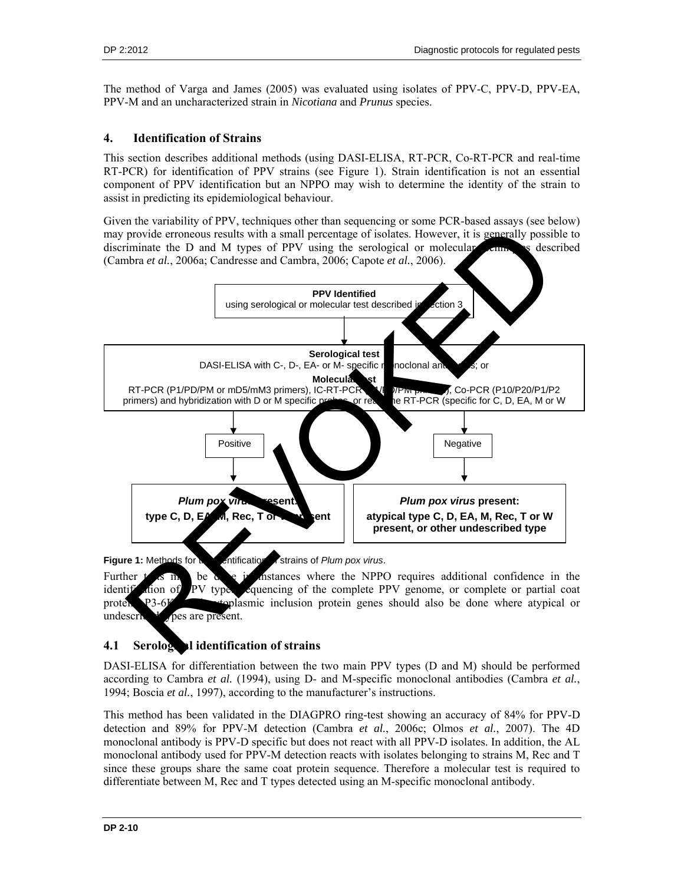The method of Varga and James (2005) was evaluated using isolates of PPV-C, PPV-D, PPV-EA, PPV-M and an uncharacterized strain in *Nicotiana* and *Prunus* species.

## 4. Identification of Strains

This section describes additional methods (using DASI-ELISA, RT-PCR, Co-RT-PCR and real-time RT-PCR) for identification of PPV strains (see Figure 1). Strain identification is not an essential component of PPV identification but an NPPO may wish to determine the identity of the strain to assist in predicting its epidemiological behaviour.

Given the variability of PPV, techniques other than sequencing or some PCR-based assays (see below) may provide erroneous results with a small percentage of isolates. However, it is generally possible to discriminate the D and M types of PPV using the serological or molecular techniques described (Cambra *et al.*, 2006a; Candresse and Cambra, 2006; Capote *et al.*, 2006).

**PPV Identified**
using serological or molecular test described in section 3

↓

**Serological test**
DASI-ELISA with C-, D-, EA- or M- specific monoclonal antibodies; or
**Molecular test**
RT-PCR (P1/PD/PM or mD5/mM3 primers), IC-RT-PCR (P1/PD/PM primers), Co-PCR (P10/P20/P1/P2 primers) and hybridization with D or M specific probes, or real-time RT-PCR (specific for C, D, EA, M or W

| Positive | Negative |
|---|---|
| ***Plum pox virus* present:** **type C, D, EA, M, Rec, T or W present** | ***Plum pox virus* present:** **atypical type C, D, EA, M, Rec, T or W present, or other undescribed type** |

**Figure 1:** Methods for the identification of strains of *Plum pox virus*.

Further tests may be done in instances where the NPPO requires additional confidence in the identification of PPV types. Sequencing of the complete PPV genome, or complete or partial coat protein, P3-6K1 or cytoplasmic inclusion protein genes should also be done where atypical or undescribed types are present.

### 4.1 Serological identification of strains

DASI-ELISA for differentiation between the two main PPV types (D and M) should be performed according to Cambra *et al.* (1994), using D- and M-specific monoclonal antibodies (Cambra *et al.*, 1994; Boscia *et al.*, 1997), according to the manufacturer's instructions.

This method has been validated in the DIAGPRO ring-test showing an accuracy of 84% for PPV-D detection and 89% for PPV-M detection (Cambra *et al.*, 2006c; Olmos *et al.*, 2007). The 4D monoclonal antibody is PPV-D specific but does not react with all PPV-D isolates. In addition, the AL monoclonal antibody used for PPV-M detection reacts with isolates belonging to strains M, Rec and T since these groups share the same coat protein sequence. Therefore a molecular test is required to differentiate between M, Rec and T types detected using an M-specific monoclonal antibody.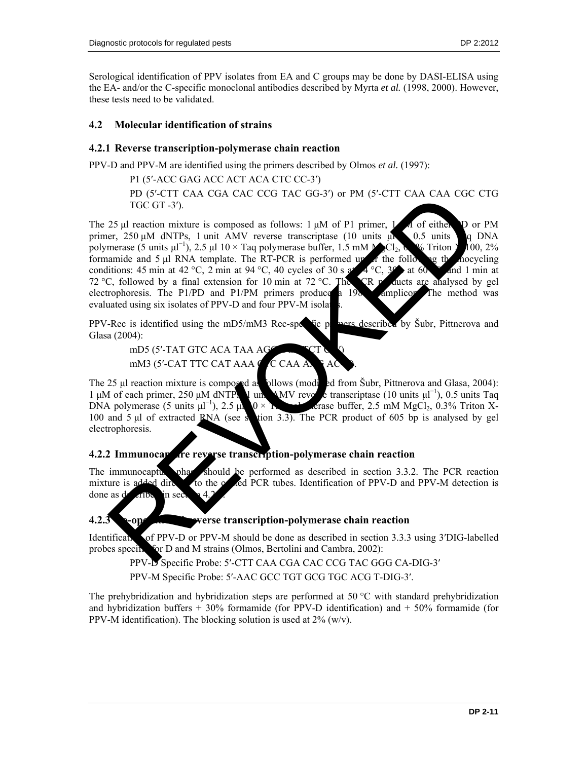Serological identification of PPV isolates from EA and C groups may be done by DASI-ELISA using the EA- and/or the C-specific monoclonal antibodies described by Myrta *et al.* (1998, 2000). However, these tests need to be validated.

## 4.2 Molecular identification of strains

### 4.2.1 Reverse transcription-polymerase chain reaction

PPV-D and PPV-M are identified using the primers described by Olmos *et al.* (1997):

P1 (5′-ACC GAG ACC ACT ACA CTC CC-3′)

PD (5′-CTT CAA CGA CAC CCG TAC GG-3′) or PM (5′-CTT CAA CAA CGC CTG TGC GT -3′).

The 25 µl reaction mixture is composed as follows: 1 µM of P1 primer, 1 µM of either PD or PM primer, 250 µM dNTPs, 1 unit AMV reverse transcriptase (10 units µl$^{-1}$), 0.5 units Taq DNA polymerase (5 units µl$^{-1}$), 2.5 µl 10 × Taq polymerase buffer, 1.5 mM $MgCl_2$, 0.3% Triton X-100, 2% formamide and 5 µl RNA template. The RT-PCR is performed under the following thermocycling conditions: 45 min at 42 °C, 2 min at 94 °C, 40 cycles of 30 s at 94 °C, 30 s at 60 °C and 1 min at 72 °C, followed by a final extension for 10 min at 72 °C. The PCR products are analysed by gel electrophoresis. The P1/PD and P1/PM primers produce a 198 bp amplicon. The method was evaluated using six isolates of PPV-D and four PPV-M isolates.

PPV-Rec is identified using the mD5/mM3 Rec-specific primers described by Šubr, Pittnerova and Glasa (2004):

mD5 (5′-TAT GTC ACA TAA AGG CGT TCT C-3′)

mM3 (5′-CAT TTC CAT AAA CTC CAA AAG AC-3′).

The 25 µl reaction mixture is composed as follows (modified from Šubr, Pittnerova and Glasa, 2004): 1 µM of each primer, 250 µM dNTPs, 1 unit AMV reverse transcriptase (10 units µl$^{-1}$), 0.5 units Taq DNA polymerase (5 units µl$^{-1}$), 2.5 µl 10 × Taq polymerase buffer, 2.5 mM $MgCl_2$, 0.3% Triton X-100 and 5 µl of extracted RNA (see section 3.3). The PCR product of 605 bp is analysed by gel electrophoresis.

### 4.2.2 Immunocapture reverse transcription-polymerase chain reaction

The immunocapture phase should be performed as described in section 3.3.2. The PCR reaction mixture is added directly to the coated PCR tubes. Identification of PPV-D and PPV-M detection is done as described in section 4.2.1.

### 4.2.3 Co-operational reverse transcription-polymerase chain reaction

Identification of PPV-D or PPV-M should be done as described in section 3.3.3 using 3′DIG-labelled probes specific for D and M strains (Olmos, Bertolini and Cambra, 2002):

PPV-D Specific Probe: 5′-CTT CAA CGA CAC CCG TAC GGG CA-DIG-3′

PPV-M Specific Probe: 5′-AAC GCC TGT GCG TGC ACG T-DIG-3′.

The prehybridization and hybridization steps are performed at 50 °C with standard prehybridization and hybridization buffers + 30% formamide (for PPV-D identification) and + 50% formamide (for PPV-M identification). The blocking solution is used at 2% (w/v).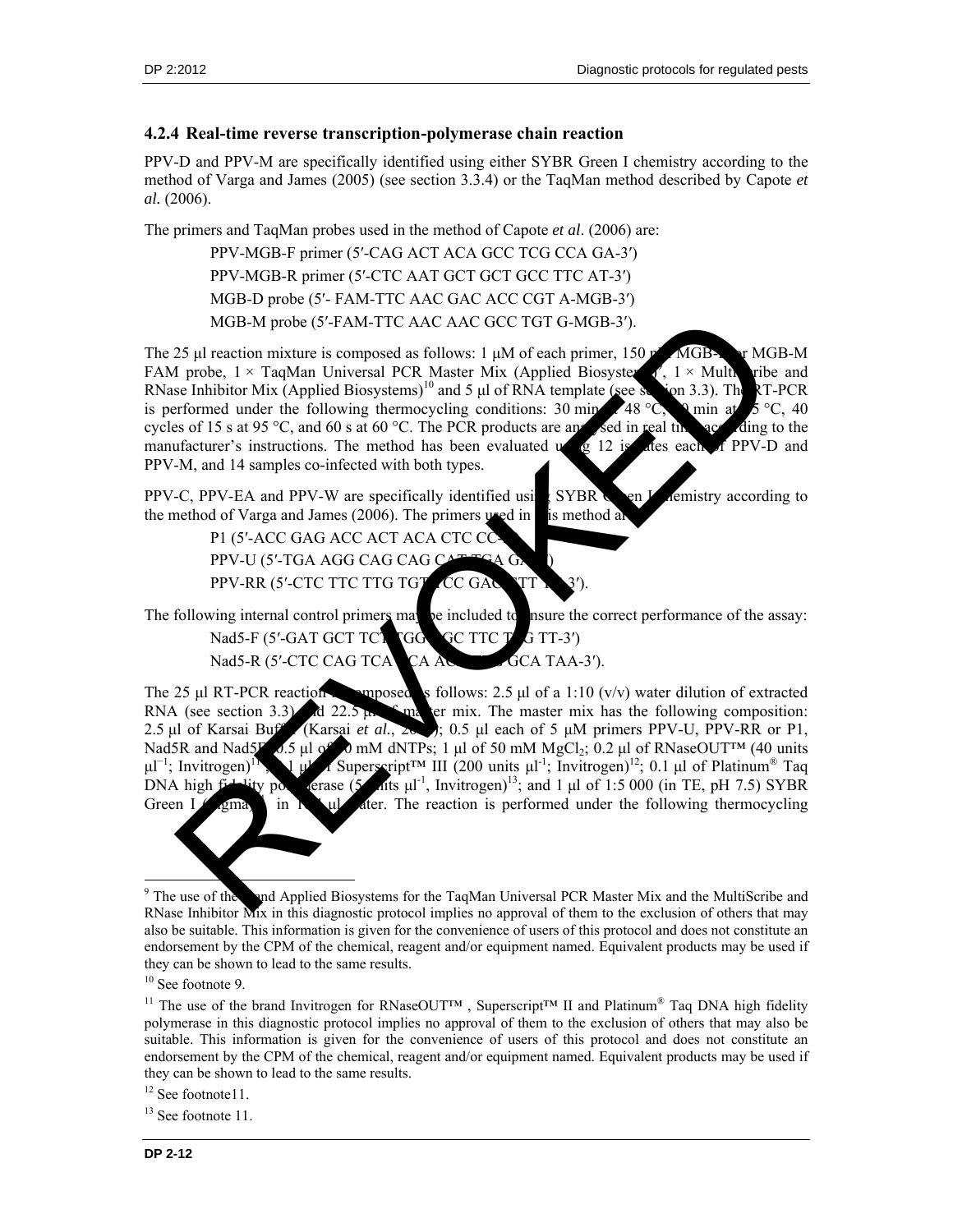### 4.2.4 Real-time reverse transcription-polymerase chain reaction

PPV-D and PPV-M are specifically identified using either SYBR Green I chemistry according to the method of Varga and James (2005) (see section 3.3.4) or the TaqMan method described by Capote *et al.* (2006).

The primers and TaqMan probes used in the method of Capote *et al*. (2006) are:

PPV-MGB-F primer (5′-CAG ACT ACA GCC TCG CCA GA-3′)

PPV-MGB-R primer (5′-CTC AAT GCT GCT GCC TTC AT-3′)

MGB-D probe (5′- FAM-TTC AAC GAC ACC CGT A-MGB-3′)

MGB-M probe (5′-FAM-TTC AAC AAC GCC TGT G-MGB-3′).

The 25 µl reaction mixture is composed as follows: 1 µM of each primer, 150 nM MGB-D or MGB-M FAM probe, 1 × TaqMan Universal PCR Master Mix (Applied Biosystems)[9], 1 × MultiScribe and RNase Inhibitor Mix (Applied Biosystems)[10] and 5 µl of RNA template (see section 3.3). The RT-PCR is performed under the following thermocycling conditions: 30 min at 48 °C, 10 min at 95 °C, 40 cycles of 15 s at 95 °C, and 60 s at 60 °C. The PCR products are analysed in real time according to the manufacturer's instructions. The method has been evaluated using 12 isolates each of PPV-D and PPV-M, and 14 samples co-infected with both types.

PPV-C, PPV-EA and PPV-W are specifically identified using SYBR Green I chemistry according to the method of Varga and James (2006). The primers used in this method are:

P1 (5′-ACC GAG ACC ACT ACA CTC CC-3′)

PPV-U (5′-TGA AGG CAG CAG CAT TGA GA-3′)

PPV-RR (5′-CTC TTC TTG TGT TCC GAC GTT TC-3′).

The following internal control primers may be included to ensure the correct performance of the assay:

Nad5-F (5′-GAT GCT TCT TGG GGC TTC TTG TT-3′)

Nad5-R (5′-CTC CAG TCA CCA ACA TTG GCA TAA-3′).

The 25 µl RT-PCR reaction is composed as follows: 2.5 µl of a 1:10 (v/v) water dilution of extracted RNA (see section 3.3) and 22.5 µl of master mix. The master mix has the following composition: 2.5 µl of Karsai Buffer (Karsai *et al.*, 2002); 0.5 µl each of 5 µM primers PPV-U, PPV-RR or P1, Nad5R and Nad5F; 0.5 µl of 10 mM dNTPs; 1 µl of 50 mM $MgCl_2$; 0.2 µl of RNaseOUT™ (40 units $\mu l^{-1}$; Invitrogen)[11]; 0.1 µl of Superscript™ III (200 units $\mu l^{-1}$; Invitrogen)[12]; 0.1 µl of Platinum® Taq DNA high fidelity polymerase (5 units $\mu l^{-1}$, Invitrogen)[13]; and 1 µl of 1:5 000 (in TE, pH 7.5) SYBR Green I (Sigma) in 16 µl water. The reaction is performed under the following thermocycling

---

[9] The use of the brand Applied Biosystems for the TaqMan Universal PCR Master Mix and the MultiScribe and RNase Inhibitor Mix in this diagnostic protocol implies no approval of them to the exclusion of others that may also be suitable. This information is given for the convenience of users of this protocol and does not constitute an endorsement by the CPM of the chemical, reagent and/or equipment named. Equivalent products may be used if they can be shown to lead to the same results.

[10] See footnote 9.

[11] The use of the brand Invitrogen for RNaseOUT™ , Superscript™ II and Platinum® Taq DNA high fidelity polymerase in this diagnostic protocol implies no approval of them to the exclusion of others that may also be suitable. This information is given for the convenience of users of this protocol and does not constitute an endorsement by the CPM of the chemical, reagent and/or equipment named. Equivalent products may be used if they can be shown to lead to the same results.

[12] See footnote11.

[13] See footnote 11.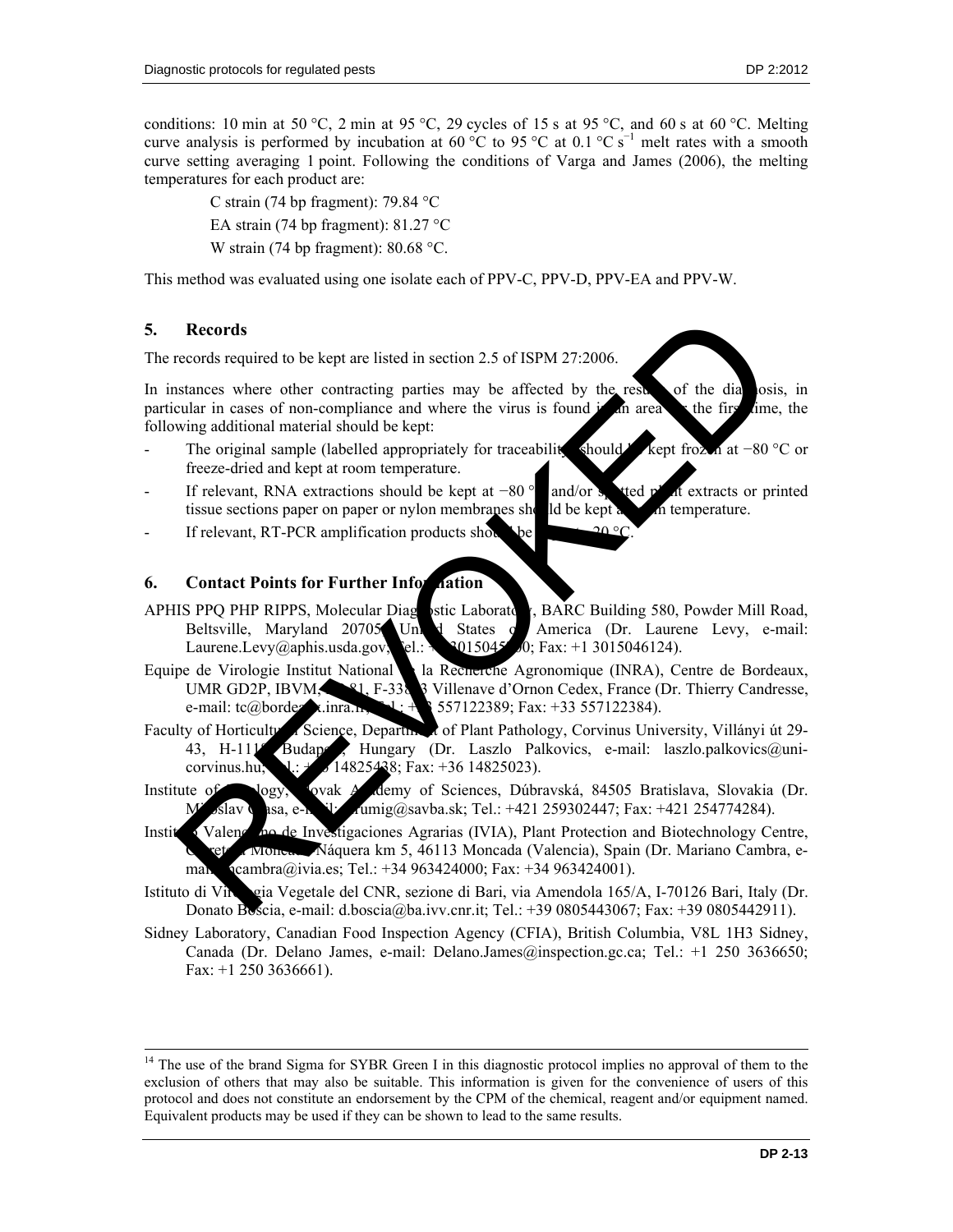conditions: 10 min at 50 °C, 2 min at 95 °C, 29 cycles of 15 s at 95 °C, and 60 s at 60 °C. Melting curve analysis is performed by incubation at 60 °C to 95 °C at 0.1 °C $s^{-1}$ melt rates with a smooth curve setting averaging 1 point. Following the conditions of Varga and James (2006), the melting temperatures for each product are:

C strain (74 bp fragment): 79.84 °C

EA strain (74 bp fragment): 81.27 °C

W strain (74 bp fragment): 80.68 °C.

This method was evaluated using one isolate each of PPV-C, PPV-D, PPV-EA and PPV-W.

## 5. Records

The records required to be kept are listed in section 2.5 of ISPM 27:2006.

In instances where other contracting parties may be affected by the results of the diagnosis, in particular in cases of non-compliance and where the virus is found in an area for the first time, the following additional material should be kept:

- The original sample (labelled appropriately for traceability) should be kept frozen at −80 °C or freeze-dried and kept at room temperature.
- If relevant, RNA extractions should be kept at −80 °C and/or spotted plant extracts or printed tissue sections paper on paper or nylon membranes should be kept at room temperature.
- If relevant, RT-PCR amplification products should be kept at −20 °C.

## 6. Contact Points for Further Information

APHIS PPQ PHP RIPPS, Molecular Diagnostic Laboratory, BARC Building 580, Powder Mill Road, Beltsville, Maryland 20705, United States of America (Dr. Laurene Levy, e-mail: Laurene.Levy@aphis.usda.gov; Tel.: +1 3015045700; Fax: +1 3015046124).

Equipe de Virologie Institut National de la Recherche Agronomique (INRA), Centre de Bordeaux, UMR GD2P, IBVM, BP81, F-33883 Villenave d'Ornon Cedex, France (Dr. Thierry Candresse, e-mail: tc@bordeaux.inra.fr; Tel.: +33 557122389; Fax: +33 557122384).

Faculty of Horticultural Science, Department of Plant Pathology, Corvinus University, Villányi út 29-43, H-1118 Budapest, Hungary (Dr. Laszlo Palkovics, e-mail: laszlo.palkovics@uni-corvinus.hu; Tel.: +36 14825438; Fax: +36 14825023).

Institute of Virology, Slovak Academy of Sciences, Dúbravská, 84505 Bratislava, Slovakia (Dr. Miroslav Glasa, e-mail: virumig@savba.sk; Tel.: +421 259302447; Fax: +421 254774284).

Instituto Valenciano de Investigaciones Agrarias (IVIA), Plant Protection and Biotechnology Centre, Carretera Moncada-Náquera km 5, 46113 Moncada (Valencia), Spain (Dr. Mariano Cambra, e-mail: mcambra@ivia.es; Tel.: +34 963424000; Fax: +34 963424001).

Istituto di Virologia Vegetale del CNR, sezione di Bari, via Amendola 165/A, I-70126 Bari, Italy (Dr. Donato Boscia, e-mail: d.boscia@ba.ivv.cnr.it; Tel.: +39 0805443067; Fax: +39 0805442911).

Sidney Laboratory, Canadian Food Inspection Agency (CFIA), British Columbia, V8L 1H3 Sidney, Canada (Dr. Delano James, e-mail: Delano.James@inspection.gc.ca; Tel.: +1 250 3636650; Fax: +1 250 3636661).

---

[14] The use of the brand Sigma for SYBR Green I in this diagnostic protocol implies no approval of them to the exclusion of others that may also be suitable. This information is given for the convenience of users of this protocol and does not constitute an endorsement by the CPM of the chemical, reagent and/or equipment named. Equivalent products may be used if they can be shown to lead to the same results.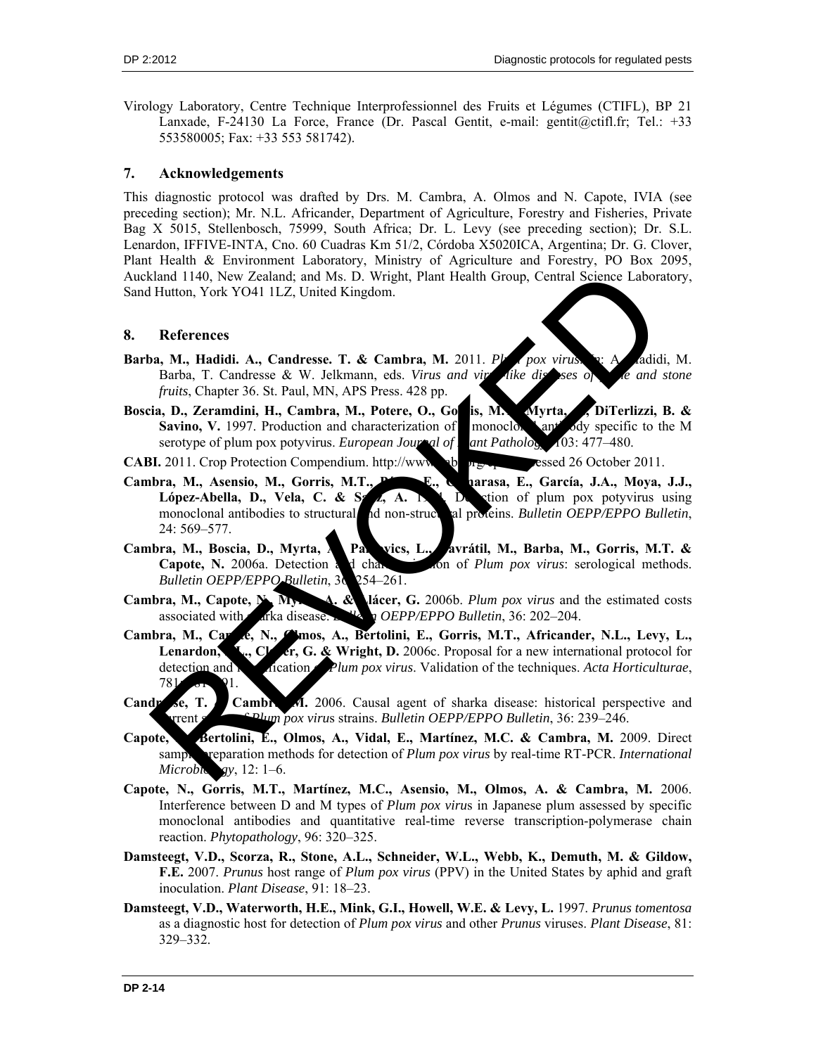Virology Laboratory, Centre Technique Interprofessionnel des Fruits et Légumes (CTIFL), BP 21 Lanxade, F-24130 La Force, France (Dr. Pascal Gentit, e-mail: gentit@ctifl.fr; Tel.: +33 553580005; Fax: +33 553 581742).

## 7. Acknowledgements

This diagnostic protocol was drafted by Drs. M. Cambra, A. Olmos and N. Capote, IVIA (see preceding section); Mr. N.L. Africander, Department of Agriculture, Forestry and Fisheries, Private Bag X 5015, Stellenbosch, 75999, South Africa; Dr. L. Levy (see preceding section); Dr. S.L. Lenardon, IFFIVE-INTA, Cno. 60 Cuadras Km 51/2, Córdoba X5020ICA, Argentina; Dr. G. Clover, Plant Health & Environment Laboratory, Ministry of Agriculture and Forestry, PO Box 2095, Auckland 1140, New Zealand; and Ms. D. Wright, Plant Health Group, Central Science Laboratory, Sand Hutton, York YO41 1LZ, United Kingdom.

## 8. References

**Barba, M., Hadidi. A., Candresse. T. & Cambra, M.** 2011. *Plum pox virus*. In: A. Hadidi, M. Barba, T. Candresse & W. Jelkmann, eds. *Virus and virus-like diseases of pome and stone fruits*, Chapter 36. St. Paul, MN, APS Press. 428 pp.

**Boscia, D., Zeramdini, H., Cambra, M., Potere, O., Gorris, M.T., Myrta, A., DiTerlizzi, B. & Savino, V.** 1997. Production and characterization of a monoclonal antibody specific to the M serotype of plum pox potyvirus. *European Journal of Plant Pathology*, 103: 477–480.

**CABI.** 2011. Crop Protection Compendium. http://www.cabi.org/cpc, accessed 26 October 2011.

**Cambra, M., Asensio, M., Gorris, M.T., Pérez, E., Camarasa, E., García, J.A., Moya, J.J., López-Abella, D., Vela, C. & Sanz, A.** 1994. Detection of plum pox potyvirus using monoclonal antibodies to structural and non-structural proteins. *Bulletin OEPP/EPPO Bulletin*, 24: 569–577.

**Cambra, M., Boscia, D., Myrta, A., Palkovics, L., Navrátil, M., Barba, M., Gorris, M.T. & Capote, N.** 2006a. Detection and characterization of *Plum pox virus*: serological methods. *Bulletin OEPP/EPPO Bulletin*, 36: 254–261.

**Cambra, M., Capote, N., Myrta, A. & Llácer, G.** 2006b. *Plum pox virus* and the estimated costs associated with sharka disease. *Bulletin OEPP/EPPO Bulletin*, 36: 202–204.

**Cambra, M., Capote, N., Olmos, A., Bertolini, E., Gorris, M.T., Africander, N.L., Levy, L., Lenardon, S.L., Clover, G. & Wright, D.** 2006c. Proposal for a new international protocol for detection and identification of *Plum pox virus*. Validation of the techniques. *Acta Horticulturae*, 781: 181–191.

**Candresse, T. & Cambra, M.** 2006. Causal agent of sharka disease: historical perspective and current status of *Plum pox virus* strains. *Bulletin OEPP/EPPO Bulletin*, 36: 239–246.

**Capote, N., Bertolini, E., Olmos, A., Vidal, E., Martínez, M.C. & Cambra, M.** 2009. Direct sample preparation methods for detection of *Plum pox virus* by real-time RT-PCR. *International Microbiology*, 12: 1–6.

**Capote, N., Gorris, M.T., Martínez, M.C., Asensio, M., Olmos, A. & Cambra, M.** 2006. Interference between D and M types of *Plum pox virus* in Japanese plum assessed by specific monoclonal antibodies and quantitative real-time reverse transcription-polymerase chain reaction. *Phytopathology*, 96: 320–325.

**Damsteegt, V.D., Scorza, R., Stone, A.L., Schneider, W.L., Webb, K., Demuth, M. & Gildow, F.E.** 2007. *Prunus* host range of *Plum pox virus* (PPV) in the United States by aphid and graft inoculation. *Plant Disease*, 91: 18–23.

**Damsteegt, V.D., Waterworth, H.E., Mink, G.I., Howell, W.E. & Levy, L.** 1997. *Prunus tomentosa* as a diagnostic host for detection of *Plum pox virus* and other *Prunus* viruses. *Plant Disease*, 81: 329–332.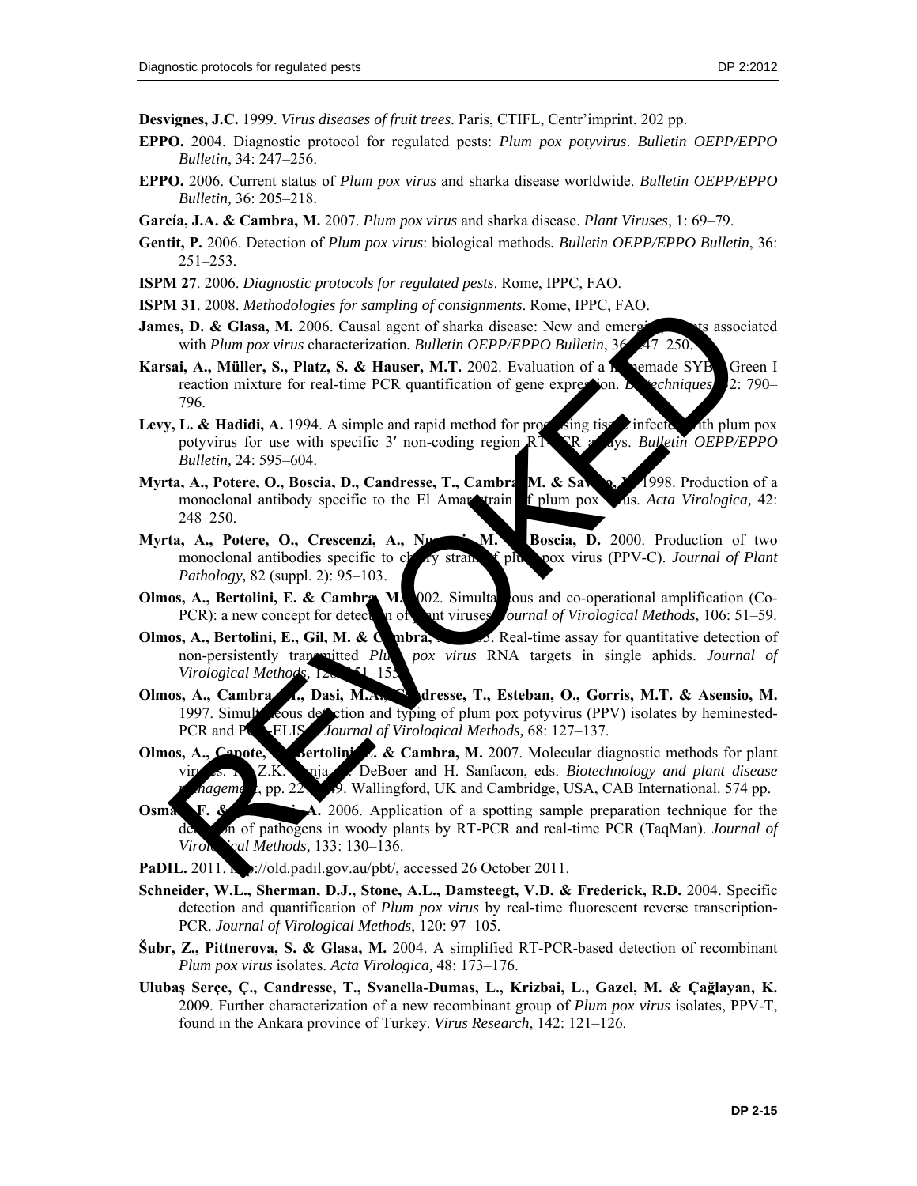**Desvignes, J.C.** 1999. *Virus diseases of fruit trees*. Paris, CTIFL, Centr'imprint. 202 pp.

**EPPO.** 2004. Diagnostic protocol for regulated pests: *Plum pox potyvirus*. *Bulletin OEPP/EPPO Bulletin*, 34: 247–256.

**EPPO.** 2006. Current status of *Plum pox virus* and sharka disease worldwide. *Bulletin OEPP/EPPO Bulletin,* 36: 205–218.

**García, J.A. & Cambra, M.** 2007. *Plum pox virus* and sharka disease. *Plant Viruses*, 1: 69–79.

**Gentit, P.** 2006. Detection of *Plum pox virus*: biological methods*. Bulletin OEPP/EPPO Bulletin*, 36: 251–253.

**ISPM 27**. 2006. *Diagnostic protocols for regulated pests*. Rome, IPPC, FAO.

**ISPM 31**. 2008. *Methodologies for sampling of consignments*. Rome, IPPC, FAO.

**James, D. & Glasa, M.** 2006. Causal agent of sharka disease: New and emerging events associated with *Plum pox virus* characterization*. Bulletin OEPP/EPPO Bulletin*, 36: 247–250.

**Karsai, A., Müller, S., Platz, S. & Hauser, M.T.** 2002. Evaluation of a homemade SYBR Green I reaction mixture for real-time PCR quantification of gene expression. *Biotechniques*, 32: 790–796.

**Levy, L. & Hadidi, A.** 1994. A simple and rapid method for processing tissue infected with plum pox potyvirus for use with specific 3′ non-coding region RT-PCR assays. *Bulletin OEPP/EPPO Bulletin,* 24: 595–604.

**Myrta, A., Potere, O., Boscia, D., Candresse, T., Cambra, M. & Savino, V.** 1998. Production of a monoclonal antibody specific to the El Amar strain of plum pox virus. *Acta Virologica,* 42: 248–250.

**Myrta, A., Potere, O., Crescenzi, A., Nuzzaci, M. & Boscia, D.** 2000. Production of two monoclonal antibodies specific to cherry strain of plum pox virus (PPV-C). *Journal of Plant Pathology,* 82 (suppl. 2): 95–103.

**Olmos, A., Bertolini, E. & Cambra, M.** 2002. Simultaneous and co-operational amplification (Co-PCR): a new concept for detection of plant viruses. *Journal of Virological Methods*, 106: 51–59.

**Olmos, A., Bertolini, E., Gil, M. & Cambra, M.** 2005. Real-time assay for quantitative detection of non-persistently transmitted *Plum pox virus* RNA targets in single aphids. *Journal of Virological Methods,* 128: 151–155.

**Olmos, A., Cambra, M., Dasi, M.A., Candresse, T., Esteban, O., Gorris, M.T. & Asensio, M.** 1997. Simultaneous detection and typing of plum pox potyvirus (PPV) isolates by heminested-PCR and PCR-ELISA. *Journal of Virological Methods,* 68: 127–137.

**Olmos, A., Capote, N., Bertolini, E. & Cambra, M.** 2007. Molecular diagnostic methods for plant viruses. In Z.K. Punja, S. DeBoer and H. Sanfacon, eds. *Biotechnology and plant disease management*, pp. 227–249. Wallingford, UK and Cambridge, USA, CAB International. 574 pp.

**Osman, F. & Rowhani, A.** 2006. Application of a spotting sample preparation technique for the detection of pathogens in woody plants by RT-PCR and real-time PCR (TaqMan). *Journal of Virological Methods,* 133: 130–136.

**PaDIL.** 2011. http://old.padil.gov.au/pbt/, accessed 26 October 2011.

**Schneider, W.L., Sherman, D.J., Stone, A.L., Damsteegt, V.D. & Frederick, R.D.** 2004. Specific detection and quantification of *Plum pox virus* by real-time fluorescent reverse transcription-PCR. *Journal of Virological Methods*, 120: 97–105.

**Šubr, Z., Pittnerova, S. & Glasa, M.** 2004. A simplified RT-PCR-based detection of recombinant *Plum pox virus* isolates. *Acta Virologica,* 48: 173–176.

**Ulubaş Serçe, Ç., Candresse, T., Svanella-Dumas, L., Krizbai, L., Gazel, M. & Çağlayan, K.** 2009. Further characterization of a new recombinant group of *Plum pox virus* isolates, PPV-T, found in the Ankara province of Turkey. *Virus Research*, 142: 121–126.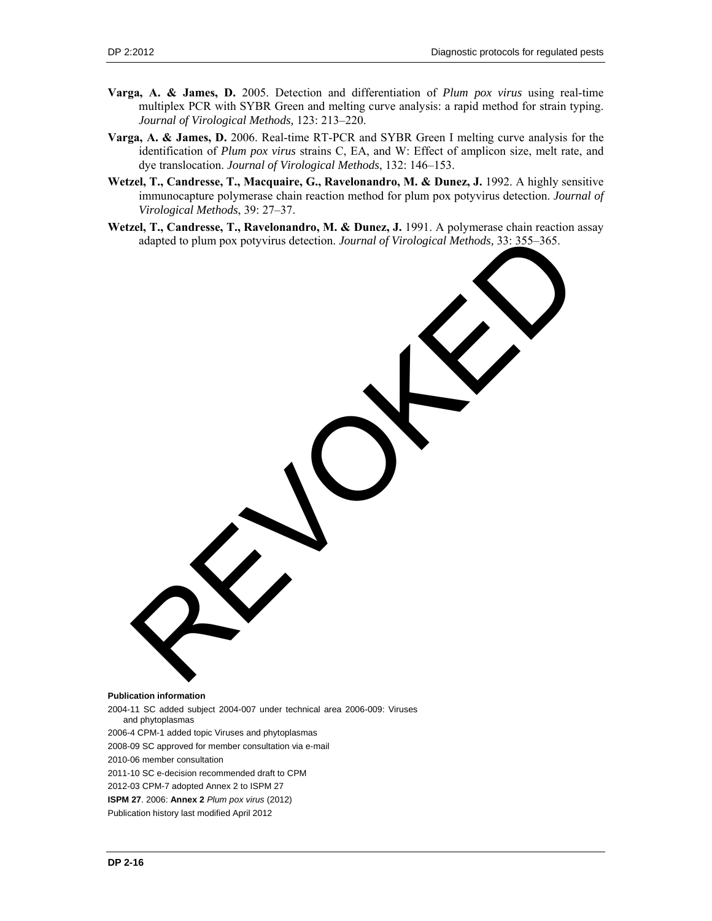**Varga, A. & James, D.** 2005. Detection and differentiation of *Plum pox virus* using real-time multiplex PCR with SYBR Green and melting curve analysis: a rapid method for strain typing. *Journal of Virological Methods,* 123: 213–220.

**Varga, A. & James, D.** 2006. Real-time RT-PCR and SYBR Green I melting curve analysis for the identification of *Plum pox virus* strains C, EA, and W: Effect of amplicon size, melt rate, and dye translocation. *Journal of Virological Methods*, 132: 146–153.

**Wetzel, T., Candresse, T., Macquaire, G., Ravelonandro, M. & Dunez, J.** 1992. A highly sensitive immunocapture polymerase chain reaction method for plum pox potyvirus detection. *Journal of Virological Methods*, 39: 27–37.

**Wetzel, T., Candresse, T., Ravelonandro, M. & Dunez, J.** 1991. A polymerase chain reaction assay adapted to plum pox potyvirus detection. *Journal of Virological Methods,* 33: 355–365.

REVOKED

**Publication information**

2004-11 SC added subject 2004-007 under technical area 2006-009: Viruses and phytoplasmas

2006-4 CPM-1 added topic Viruses and phytoplasmas

2008-09 SC approved for member consultation via e-mail

2010-06 member consultation

2011-10 SC e-decision recommended draft to CPM

2012-03 CPM-7 adopted Annex 2 to ISPM 27

**ISPM 27**. 2006: **Annex 2** *Plum pox virus* (2012)

Publication history last modified April 2012